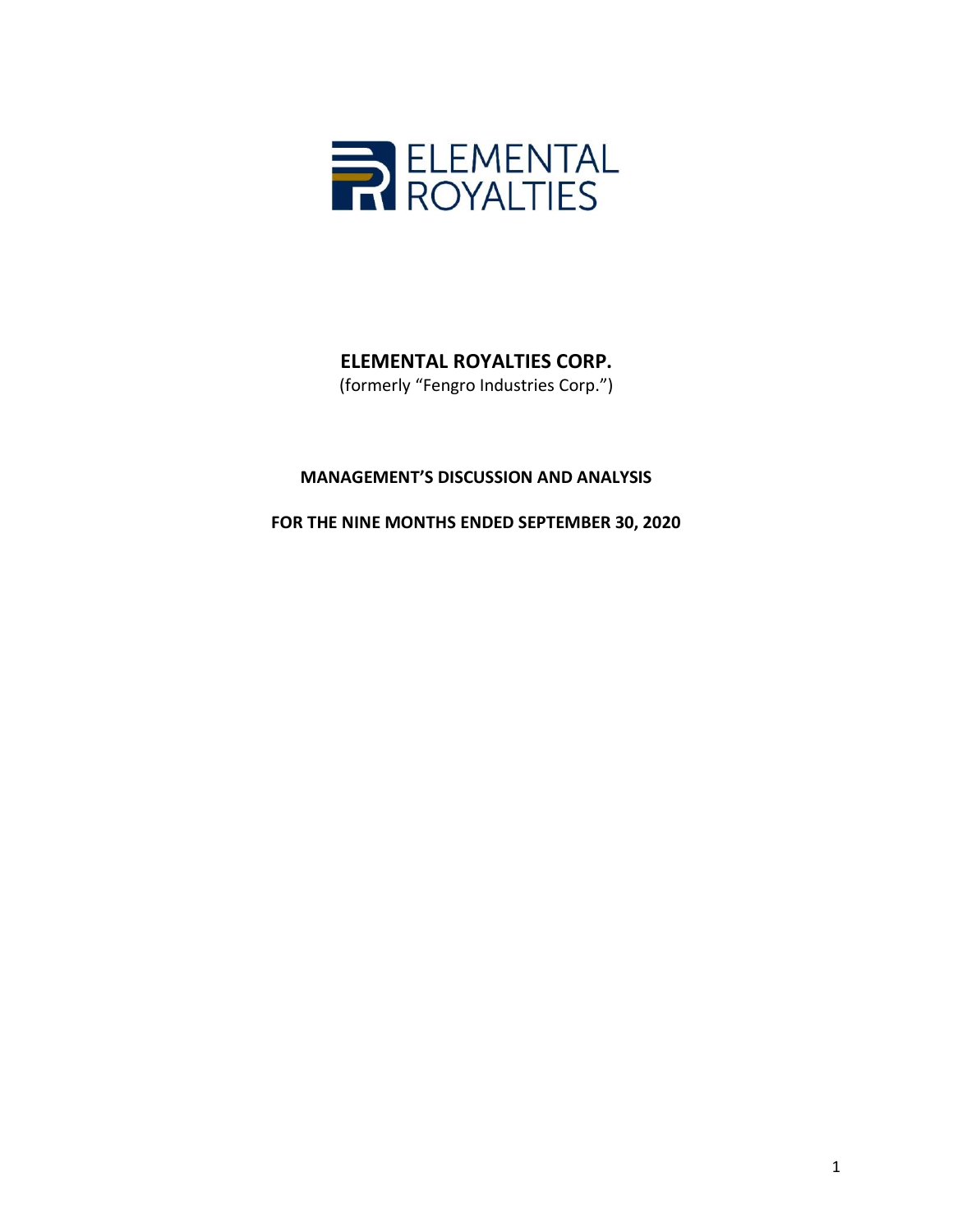ELEMENTAL ROYALTIES

# ELEMENTAL ROYALTIES CORP.

(formerly "Fengro Industries Corp.")

## MANAGEMENT'S DISCUSSION AND ANALYSIS

## FOR THE NINE MONTHS ENDED SEPTEMBER 30, 2020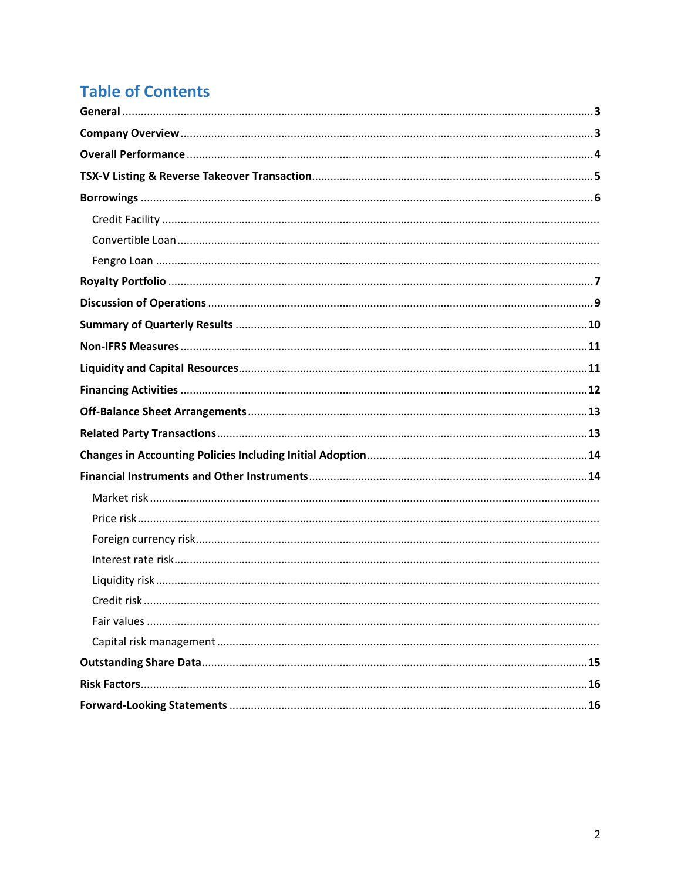# Table of Contents

**General** .......... 3

**Company Overview** .......... 3

**Overall Performance** .......... 4

**TSX-V Listing & Reverse Takeover Transaction** .......... 5

**Borrowings** .......... 6

- Credit Facility ..........
- Convertible Loan ..........
- Fengro Loan ..........

**Royalty Portfolio** .......... 7

**Discussion of Operations** .......... 9

**Summary of Quarterly Results** .......... 10

**Non-IFRS Measures** .......... 11

**Liquidity and Capital Resources** .......... 11

**Financing Activities** .......... 12

**Off-Balance Sheet Arrangements** .......... 13

**Related Party Transactions** .......... 13

**Changes in Accounting Policies Including Initial Adoption** .......... 14

**Financial Instruments and Other Instruments** .......... 14

- Market risk ..........
- Price risk ..........
- Foreign currency risk ..........
- Interest rate risk ..........
- Liquidity risk ..........
- Credit risk ..........
- Fair values ..........
- Capital risk management ..........

**Outstanding Share Data** .......... 15

**Risk Factors** .......... 16

**Forward-Looking Statements** .......... 16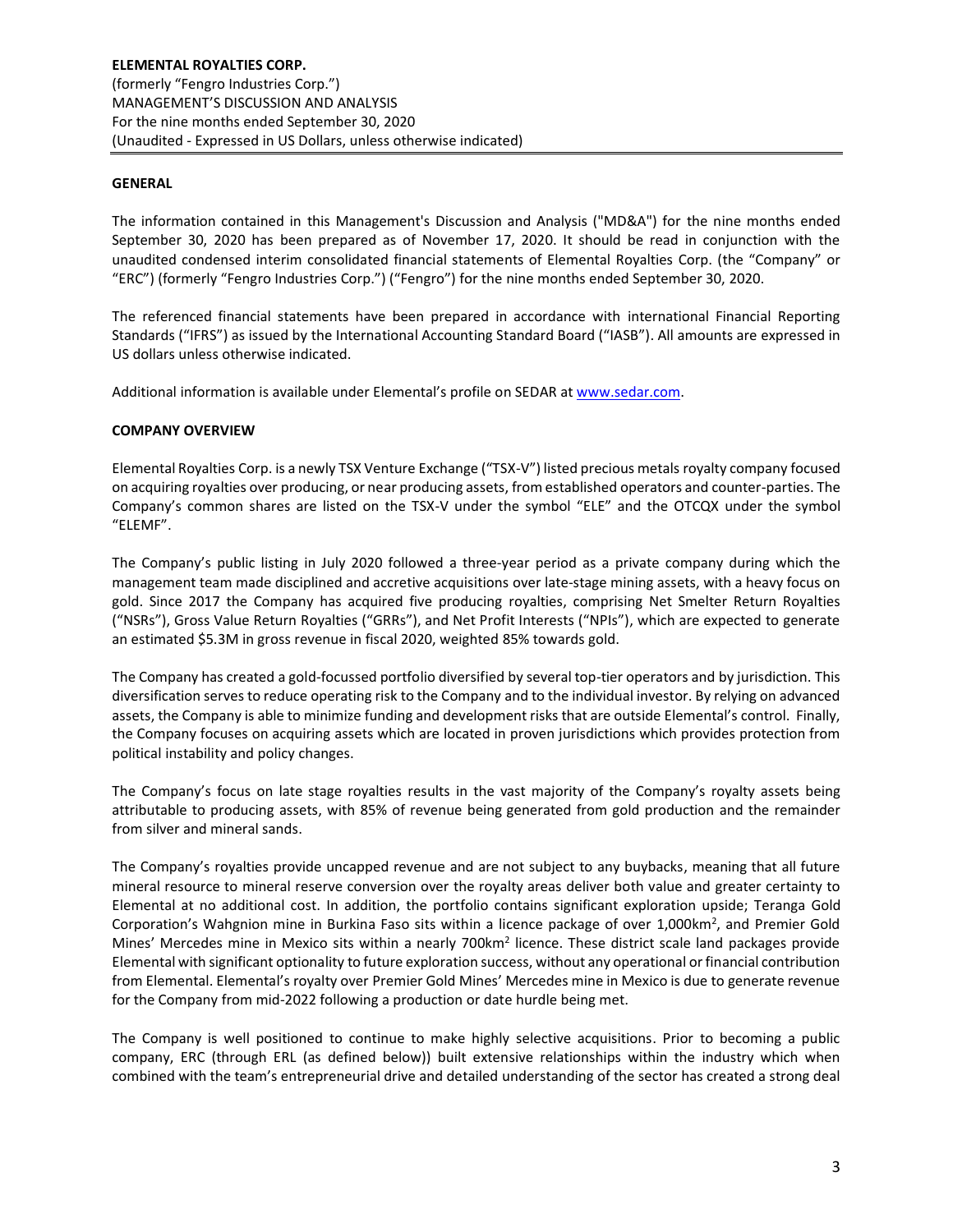**ELEMENTAL ROYALTIES CORP.**
(formerly "Fengro Industries Corp.")
MANAGEMENT'S DISCUSSION AND ANALYSIS
For the nine months ended September 30, 2020
(Unaudited - Expressed in US Dollars, unless otherwise indicated)

## GENERAL

The information contained in this Management's Discussion and Analysis ("MD&A") for the nine months ended September 30, 2020 has been prepared as of November 17, 2020. It should be read in conjunction with the unaudited condensed interim consolidated financial statements of Elemental Royalties Corp. (the "Company" or "ERC") (formerly "Fengro Industries Corp.") ("Fengro") for the nine months ended September 30, 2020.

The referenced financial statements have been prepared in accordance with international Financial Reporting Standards ("IFRS") as issued by the International Accounting Standard Board ("IASB"). All amounts are expressed in US dollars unless otherwise indicated.

Additional information is available under Elemental's profile on SEDAR at www.sedar.com.

## COMPANY OVERVIEW

Elemental Royalties Corp. is a newly TSX Venture Exchange ("TSX-V") listed precious metals royalty company focused on acquiring royalties over producing, or near producing assets, from established operators and counter-parties. The Company's common shares are listed on the TSX-V under the symbol "ELE" and the OTCQX under the symbol "ELEMF".

The Company's public listing in July 2020 followed a three-year period as a private company during which the management team made disciplined and accretive acquisitions over late-stage mining assets, with a heavy focus on gold. Since 2017 the Company has acquired five producing royalties, comprising Net Smelter Return Royalties ("NSRs"), Gross Value Return Royalties ("GRRs"), and Net Profit Interests ("NPIs"), which are expected to generate an estimated $5.3M in gross revenue in fiscal 2020, weighted 85% towards gold.

The Company has created a gold-focussed portfolio diversified by several top-tier operators and by jurisdiction. This diversification serves to reduce operating risk to the Company and to the individual investor. By relying on advanced assets, the Company is able to minimize funding and development risks that are outside Elemental's control. Finally, the Company focuses on acquiring assets which are located in proven jurisdictions which provides protection from political instability and policy changes.

The Company's focus on late stage royalties results in the vast majority of the Company's royalty assets being attributable to producing assets, with 85% of revenue being generated from gold production and the remainder from silver and mineral sands.

The Company's royalties provide uncapped revenue and are not subject to any buybacks, meaning that all future mineral resource to mineral reserve conversion over the royalty areas deliver both value and greater certainty to Elemental at no additional cost. In addition, the portfolio contains significant exploration upside; Teranga Gold Corporation's Wahgnion mine in Burkina Faso sits within a licence package of over 1,000km$^2$, and Premier Gold Mines' Mercedes mine in Mexico sits within a nearly 700km$^2$ licence. These district scale land packages provide Elemental with significant optionality to future exploration success, without any operational or financial contribution from Elemental. Elemental's royalty over Premier Gold Mines' Mercedes mine in Mexico is due to generate revenue for the Company from mid-2022 following a production or date hurdle being met.

The Company is well positioned to continue to make highly selective acquisitions. Prior to becoming a public company, ERC (through ERL (as defined below)) built extensive relationships within the industry which when combined with the team's entrepreneurial drive and detailed understanding of the sector has created a strong deal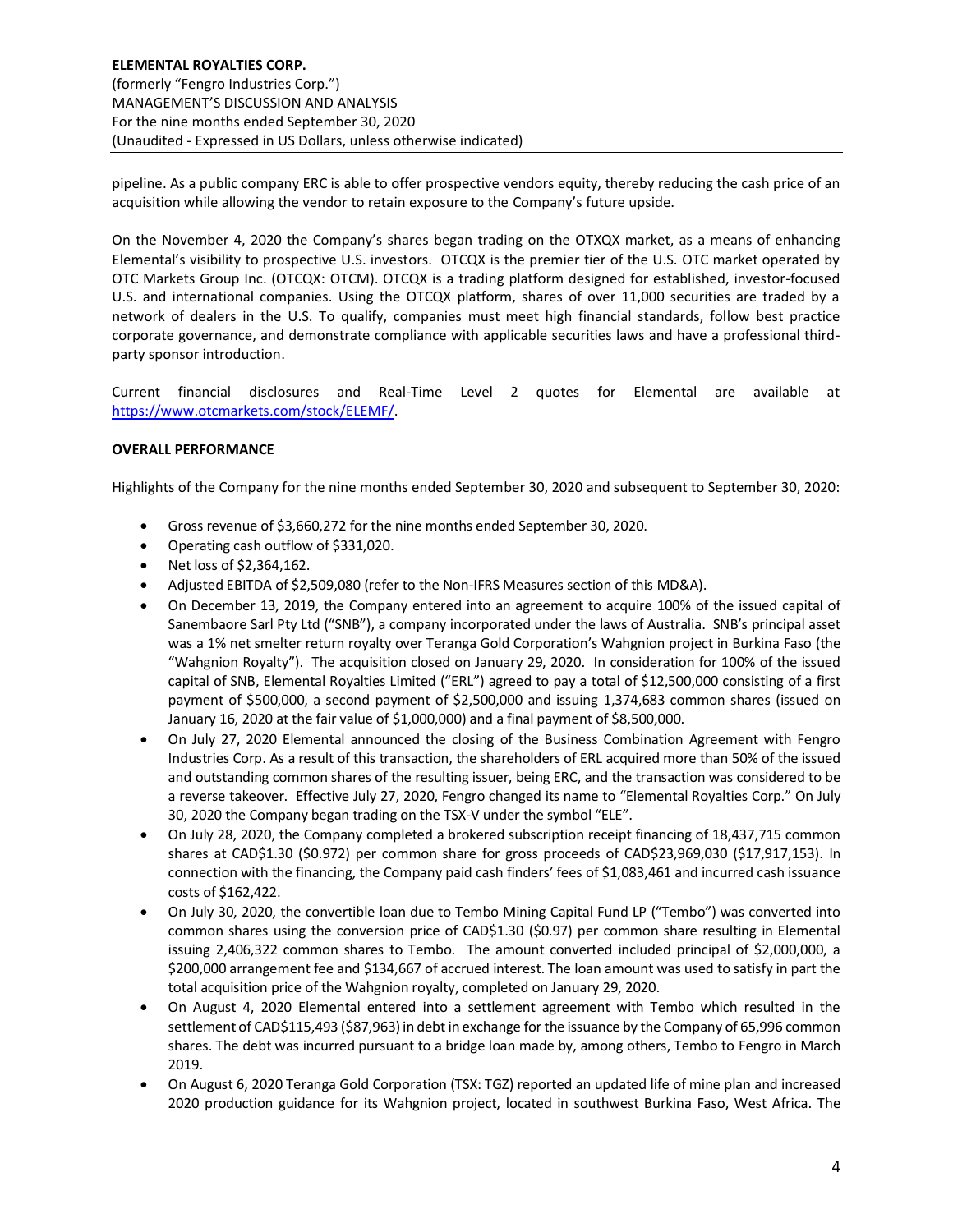pipeline. As a public company ERC is able to offer prospective vendors equity, thereby reducing the cash price of an acquisition while allowing the vendor to retain exposure to the Company's future upside.

On the November 4, 2020 the Company's shares began trading on the OTXQX market, as a means of enhancing Elemental's visibility to prospective U.S. investors. OTCQX is the premier tier of the U.S. OTC market operated by OTC Markets Group Inc. (OTCQX: OTCM). OTCQX is a trading platform designed for established, investor-focused U.S. and international companies. Using the OTCQX platform, shares of over 11,000 securities are traded by a network of dealers in the U.S. To qualify, companies must meet high financial standards, follow best practice corporate governance, and demonstrate compliance with applicable securities laws and have a professional third-party sponsor introduction.

Current financial disclosures and Real-Time Level 2 quotes for Elemental are available at https://www.otcmarkets.com/stock/ELEMF/.

**OVERALL PERFORMANCE**

Highlights of the Company for the nine months ended September 30, 2020 and subsequent to September 30, 2020:

- Gross revenue of $3,660,272 for the nine months ended September 30, 2020.
- Operating cash outflow of $331,020.
- Net loss of $2,364,162.
- Adjusted EBITDA of $2,509,080 (refer to the Non-IFRS Measures section of this MD&A).
- On December 13, 2019, the Company entered into an agreement to acquire 100% of the issued capital of Sanembaore Sarl Pty Ltd ("SNB"), a company incorporated under the laws of Australia. SNB's principal asset was a 1% net smelter return royalty over Teranga Gold Corporation's Wahgnion project in Burkina Faso (the "Wahgnion Royalty"). The acquisition closed on January 29, 2020. In consideration for 100% of the issued capital of SNB, Elemental Royalties Limited ("ERL") agreed to pay a total of $12,500,000 consisting of a first payment of $500,000, a second payment of $2,500,000 and issuing 1,374,683 common shares (issued on January 16, 2020 at the fair value of $1,000,000) and a final payment of $8,500,000.
- On July 27, 2020 Elemental announced the closing of the Business Combination Agreement with Fengro Industries Corp. As a result of this transaction, the shareholders of ERL acquired more than 50% of the issued and outstanding common shares of the resulting issuer, being ERC, and the transaction was considered to be a reverse takeover. Effective July 27, 2020, Fengro changed its name to "Elemental Royalties Corp." On July 30, 2020 the Company began trading on the TSX-V under the symbol "ELE".
- On July 28, 2020, the Company completed a brokered subscription receipt financing of 18,437,715 common shares at CAD$1.30 ($0.972) per common share for gross proceeds of CAD$23,969,030 ($17,917,153). In connection with the financing, the Company paid cash finders' fees of $1,083,461 and incurred cash issuance costs of $162,422.
- On July 30, 2020, the convertible loan due to Tembo Mining Capital Fund LP ("Tembo") was converted into common shares using the conversion price of CAD$1.30 ($0.97) per common share resulting in Elemental issuing 2,406,322 common shares to Tembo. The amount converted included principal of $2,000,000, a $200,000 arrangement fee and $134,667 of accrued interest. The loan amount was used to satisfy in part the total acquisition price of the Wahgnion royalty, completed on January 29, 2020.
- On August 4, 2020 Elemental entered into a settlement agreement with Tembo which resulted in the settlement of CAD$115,493 ($87,963) in debt in exchange for the issuance by the Company of 65,996 common shares. The debt was incurred pursuant to a bridge loan made by, among others, Tembo to Fengro in March 2019.
- On August 6, 2020 Teranga Gold Corporation (TSX: TGZ) reported an updated life of mine plan and increased 2020 production guidance for its Wahgnion project, located in southwest Burkina Faso, West Africa. The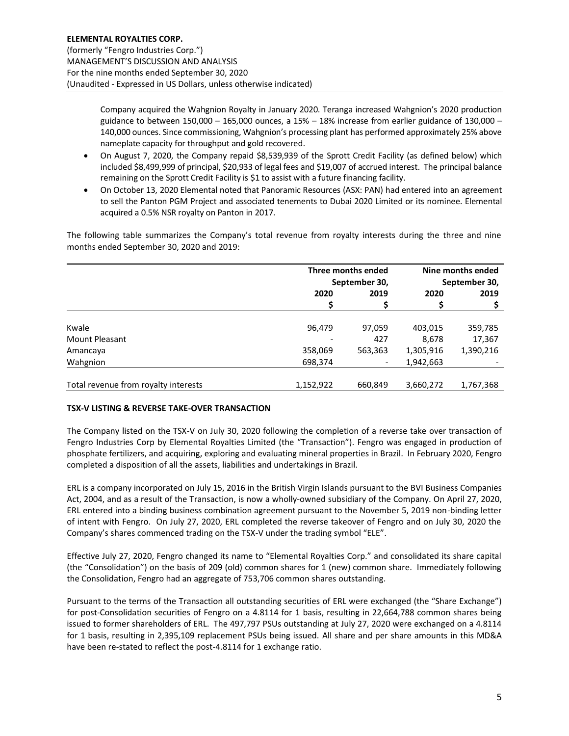Company acquired the Wahgnion Royalty in January 2020. Teranga increased Wahgnion's 2020 production guidance to between 150,000 – 165,000 ounces, a 15% – 18% increase from earlier guidance of 130,000 – 140,000 ounces. Since commissioning, Wahgnion's processing plant has performed approximately 25% above nameplate capacity for throughput and gold recovered.

- On August 7, 2020, the Company repaid $8,539,939 of the Sprott Credit Facility (as defined below) which included $8,499,999 of principal, $20,933 of legal fees and $19,007 of accrued interest. The principal balance remaining on the Sprott Credit Facility is $1 to assist with a future financing facility.
- On October 13, 2020 Elemental noted that Panoramic Resources (ASX: PAN) had entered into an agreement to sell the Panton PGM Project and associated tenements to Dubai 2020 Limited or its nominee. Elemental acquired a 0.5% NSR royalty on Panton in 2017.

The following table summarizes the Company's total revenue from royalty interests during the three and nine months ended September 30, 2020 and 2019:

| | Three months ended September 30, | | Nine months ended September 30, | |
|---|---|---|---|---|
| | 2020 | 2019 | 2020 | 2019 |
| | $ | $ | $ | $ |
| Kwale | 96,479 | 97,059 | 403,015 | 359,785 |
| Mount Pleasant | - | 427 | 8,678 | 17,367 |
| Amancaya | 358,069 | 563,363 | 1,305,916 | 1,390,216 |
| Wahgnion | 698,374 | - | 1,942,663 | - |
| Total revenue from royalty interests | 1,152,922 | 660,849 | 3,660,272 | 1,767,368 |

**TSX-V LISTING & REVERSE TAKE-OVER TRANSACTION**

The Company listed on the TSX-V on July 30, 2020 following the completion of a reverse take over transaction of Fengro Industries Corp by Elemental Royalties Limited (the "Transaction"). Fengro was engaged in production of phosphate fertilizers, and acquiring, exploring and evaluating mineral properties in Brazil. In February 2020, Fengro completed a disposition of all the assets, liabilities and undertakings in Brazil.

ERL is a company incorporated on July 15, 2016 in the British Virgin Islands pursuant to the BVI Business Companies Act, 2004, and as a result of the Transaction, is now a wholly-owned subsidiary of the Company. On April 27, 2020, ERL entered into a binding business combination agreement pursuant to the November 5, 2019 non-binding letter of intent with Fengro. On July 27, 2020, ERL completed the reverse takeover of Fengro and on July 30, 2020 the Company's shares commenced trading on the TSX-V under the trading symbol "ELE".

Effective July 27, 2020, Fengro changed its name to "Elemental Royalties Corp." and consolidated its share capital (the "Consolidation") on the basis of 209 (old) common shares for 1 (new) common share. Immediately following the Consolidation, Fengro had an aggregate of 753,706 common shares outstanding.

Pursuant to the terms of the Transaction all outstanding securities of ERL were exchanged (the "Share Exchange") for post-Consolidation securities of Fengro on a 4.8114 for 1 basis, resulting in 22,664,788 common shares being issued to former shareholders of ERL. The 497,797 PSUs outstanding at July 27, 2020 were exchanged on a 4.8114 for 1 basis, resulting in 2,395,109 replacement PSUs being issued. All share and per share amounts in this MD&A have been re-stated to reflect the post-4.8114 for 1 exchange ratio.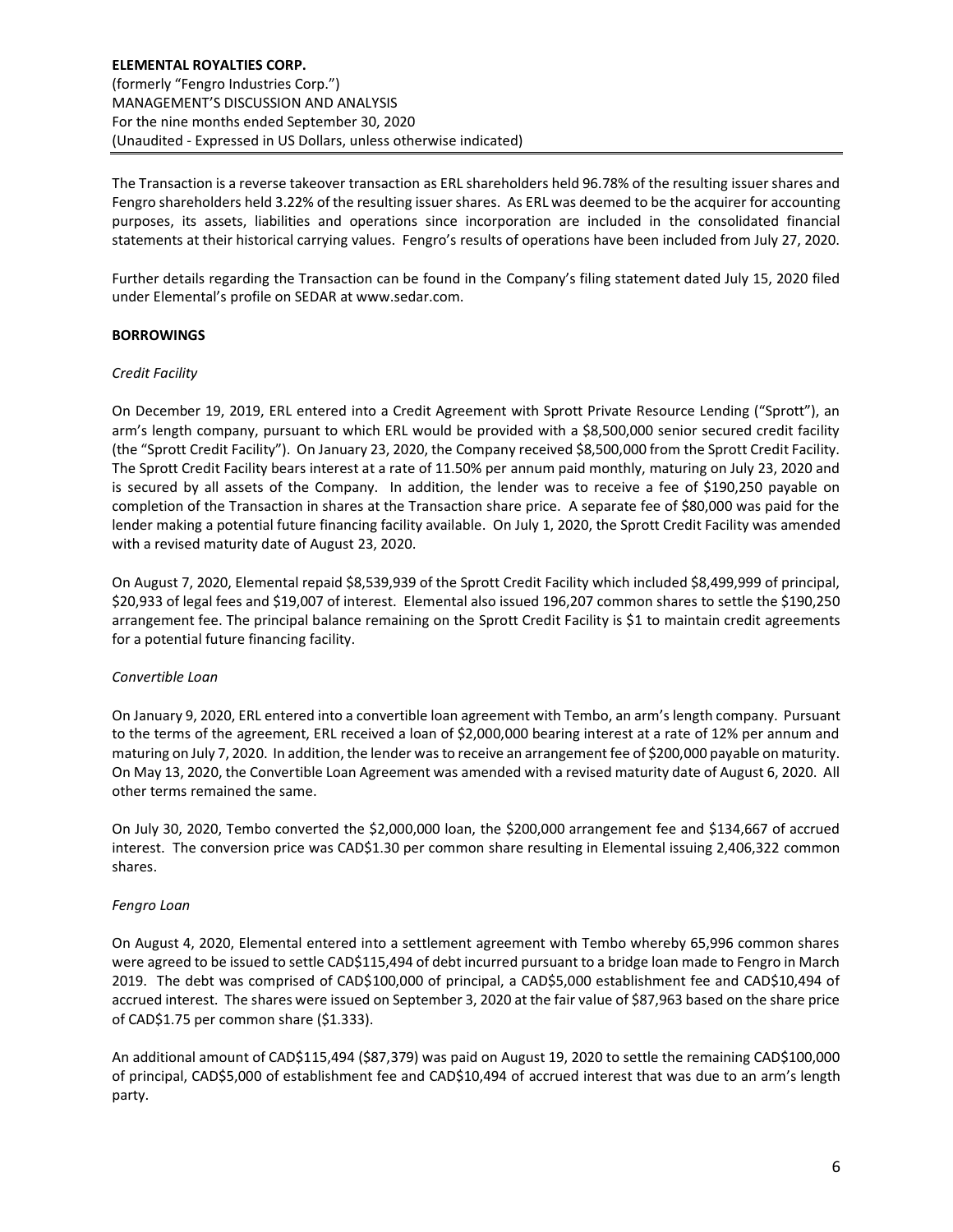The Transaction is a reverse takeover transaction as ERL shareholders held 96.78% of the resulting issuer shares and Fengro shareholders held 3.22% of the resulting issuer shares. As ERL was deemed to be the acquirer for accounting purposes, its assets, liabilities and operations since incorporation are included in the consolidated financial statements at their historical carrying values. Fengro's results of operations have been included from July 27, 2020.

Further details regarding the Transaction can be found in the Company's filing statement dated July 15, 2020 filed under Elemental's profile on SEDAR at www.sedar.com.

## BORROWINGS

### *Credit Facility*

On December 19, 2019, ERL entered into a Credit Agreement with Sprott Private Resource Lending ("Sprott"), an arm's length company, pursuant to which ERL would be provided with a $8,500,000 senior secured credit facility (the "Sprott Credit Facility"). On January 23, 2020, the Company received $8,500,000 from the Sprott Credit Facility. The Sprott Credit Facility bears interest at a rate of 11.50% per annum paid monthly, maturing on July 23, 2020 and is secured by all assets of the Company. In addition, the lender was to receive a fee of $190,250 payable on completion of the Transaction in shares at the Transaction share price. A separate fee of $80,000 was paid for the lender making a potential future financing facility available. On July 1, 2020, the Sprott Credit Facility was amended with a revised maturity date of August 23, 2020.

On August 7, 2020, Elemental repaid $8,539,939 of the Sprott Credit Facility which included $8,499,999 of principal, $20,933 of legal fees and $19,007 of interest. Elemental also issued 196,207 common shares to settle the $190,250 arrangement fee. The principal balance remaining on the Sprott Credit Facility is $1 to maintain credit agreements for a potential future financing facility.

### *Convertible Loan*

On January 9, 2020, ERL entered into a convertible loan agreement with Tembo, an arm's length company. Pursuant to the terms of the agreement, ERL received a loan of $2,000,000 bearing interest at a rate of 12% per annum and maturing on July 7, 2020. In addition, the lender was to receive an arrangement fee of $200,000 payable on maturity. On May 13, 2020, the Convertible Loan Agreement was amended with a revised maturity date of August 6, 2020. All other terms remained the same.

On July 30, 2020, Tembo converted the $2,000,000 loan, the $200,000 arrangement fee and $134,667 of accrued interest. The conversion price was CAD$1.30 per common share resulting in Elemental issuing 2,406,322 common shares.

### *Fengro Loan*

On August 4, 2020, Elemental entered into a settlement agreement with Tembo whereby 65,996 common shares were agreed to be issued to settle CAD$115,494 of debt incurred pursuant to a bridge loan made to Fengro in March 2019. The debt was comprised of CAD$100,000 of principal, a CAD$5,000 establishment fee and CAD$10,494 of accrued interest. The shares were issued on September 3, 2020 at the fair value of $87,963 based on the share price of CAD$1.75 per common share ($1.333).

An additional amount of CAD$115,494 ($87,379) was paid on August 19, 2020 to settle the remaining CAD$100,000 of principal, CAD$5,000 of establishment fee and CAD$10,494 of accrued interest that was due to an arm's length party.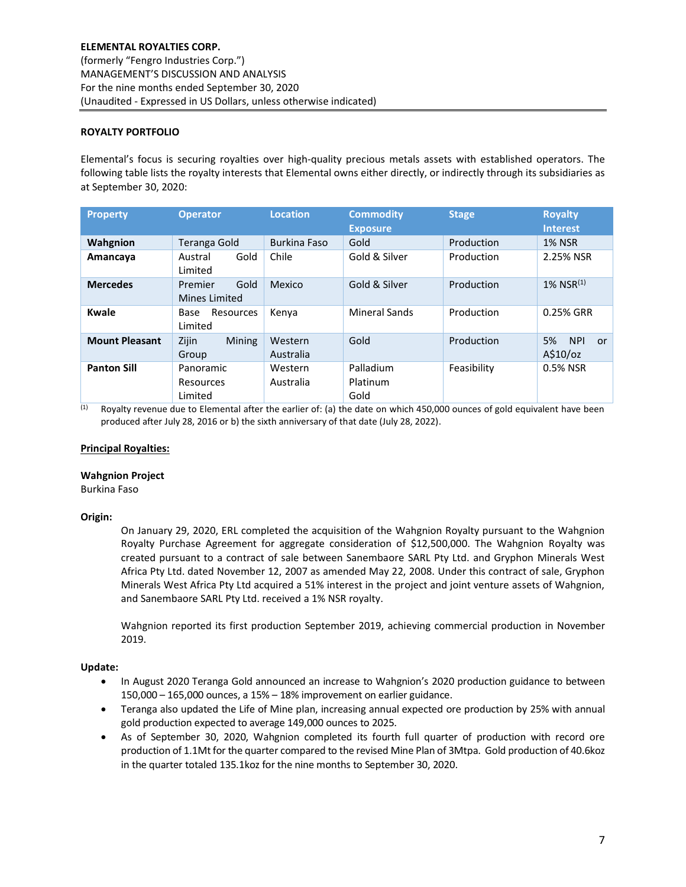## ROYALTY PORTFOLIO

Elemental's focus is securing royalties over high-quality precious metals assets with established operators. The following table lists the royalty interests that Elemental owns either directly, or indirectly through its subsidiaries as at September 30, 2020:

| Property | Operator | Location | Commodity Exposure | Stage | Royalty Interest |
|---|---|---|---|---|---|
| **Wahgnion** | Teranga Gold | Burkina Faso | Gold | Production | 1% NSR |
| **Amancaya** | Austral Gold Limited | Chile | Gold & Silver | Production | 2.25% NSR |
| **Mercedes** | Premier Gold Mines Limited | Mexico | Gold & Silver | Production | 1% NSR[1] |
| **Kwale** | Base Resources Limited | Kenya | Mineral Sands | Production | 0.25% GRR |
| **Mount Pleasant** | Zijin Mining Group | Western Australia | Gold | Production | 5% NPI or A$10/oz |
| **Panton Sill** | Panoramic Resources Limited | Western Australia | Palladium Platinum Gold | Feasibility | 0.5% NSR |

[1] Royalty revenue due to Elemental after the earlier of: (a) the date on which 450,000 ounces of gold equivalent have been produced after July 28, 2016 or b) the sixth anniversary of that date (July 28, 2022).

### Principal Royalties:

**Wahgnion Project**
Burkina Faso

**Origin:**

On January 29, 2020, ERL completed the acquisition of the Wahgnion Royalty pursuant to the Wahgnion Royalty Purchase Agreement for aggregate consideration of $12,500,000. The Wahgnion Royalty was created pursuant to a contract of sale between Sanembaore SARL Pty Ltd. and Gryphon Minerals West Africa Pty Ltd. dated November 12, 2007 as amended May 22, 2008. Under this contract of sale, Gryphon Minerals West Africa Pty Ltd acquired a 51% interest in the project and joint venture assets of Wahgnion, and Sanembaore SARL Pty Ltd. received a 1% NSR royalty.

Wahgnion reported its first production September 2019, achieving commercial production in November 2019.

**Update:**

- In August 2020 Teranga Gold announced an increase to Wahgnion's 2020 production guidance to between 150,000 – 165,000 ounces, a 15% – 18% improvement on earlier guidance.
- Teranga also updated the Life of Mine plan, increasing annual expected ore production by 25% with annual gold production expected to average 149,000 ounces to 2025.
- As of September 30, 2020, Wahgnion completed its fourth full quarter of production with record ore production of 1.1Mt for the quarter compared to the revised Mine Plan of 3Mtpa. Gold production of 40.6koz in the quarter totaled 135.1koz for the nine months to September 30, 2020.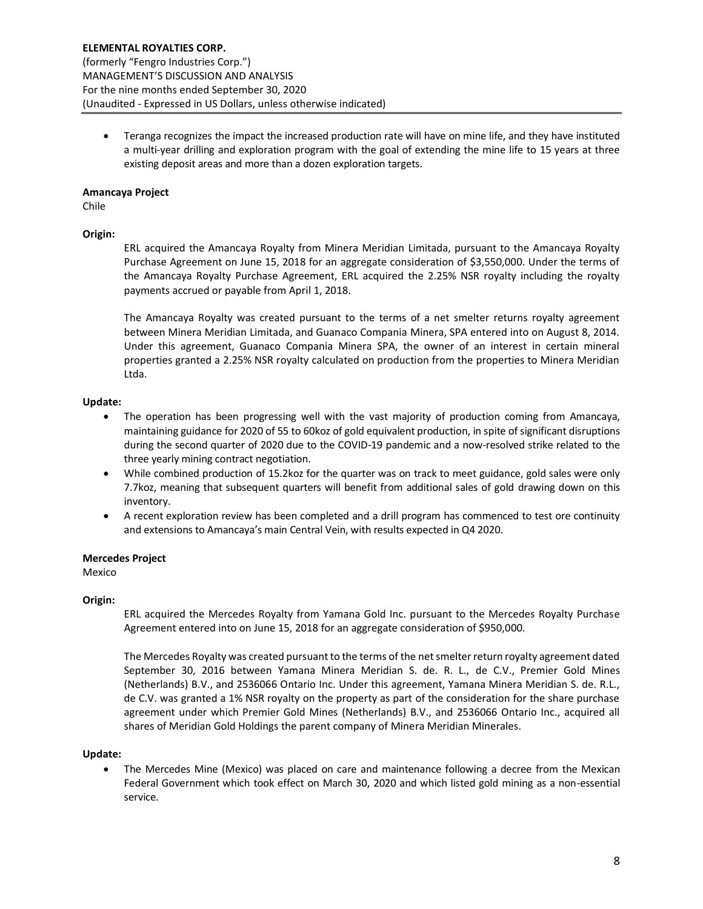- Teranga recognizes the impact the increased production rate will have on mine life, and they have instituted a multi-year drilling and exploration program with the goal of extending the mine life to 15 years at three existing deposit areas and more than a dozen exploration targets.

**Amancaya Project**
Chile

**Origin:**

ERL acquired the Amancaya Royalty from Minera Meridian Limitada, pursuant to the Amancaya Royalty Purchase Agreement on June 15, 2018 for an aggregate consideration of $3,550,000. Under the terms of the Amancaya Royalty Purchase Agreement, ERL acquired the 2.25% NSR royalty including the royalty payments accrued or payable from April 1, 2018.

The Amancaya Royalty was created pursuant to the terms of a net smelter returns royalty agreement between Minera Meridian Limitada, and Guanaco Compania Minera, SPA entered into on August 8, 2014. Under this agreement, Guanaco Compania Minera SPA, the owner of an interest in certain mineral properties granted a 2.25% NSR royalty calculated on production from the properties to Minera Meridian Ltda.

**Update:**

- The operation has been progressing well with the vast majority of production coming from Amancaya, maintaining guidance for 2020 of 55 to 60koz of gold equivalent production, in spite of significant disruptions during the second quarter of 2020 due to the COVID-19 pandemic and a now-resolved strike related to the three yearly mining contract negotiation.
- While combined production of 15.2koz for the quarter was on track to meet guidance, gold sales were only 7.7koz, meaning that subsequent quarters will benefit from additional sales of gold drawing down on this inventory.
- A recent exploration review has been completed and a drill program has commenced to test ore continuity and extensions to Amancaya's main Central Vein, with results expected in Q4 2020.

**Mercedes Project**
Mexico

**Origin:**

ERL acquired the Mercedes Royalty from Yamana Gold Inc. pursuant to the Mercedes Royalty Purchase Agreement entered into on June 15, 2018 for an aggregate consideration of $950,000.

The Mercedes Royalty was created pursuant to the terms of the net smelter return royalty agreement dated September 30, 2016 between Yamana Minera Meridian S. de. R. L., de C.V., Premier Gold Mines (Netherlands) B.V., and 2536066 Ontario Inc. Under this agreement, Yamana Minera Meridian S. de. R.L., de C.V. was granted a 1% NSR royalty on the property as part of the consideration for the share purchase agreement under which Premier Gold Mines (Netherlands) B.V., and 2536066 Ontario Inc., acquired all shares of Meridian Gold Holdings the parent company of Minera Meridian Minerales.

**Update:**

- The Mercedes Mine (Mexico) was placed on care and maintenance following a decree from the Mexican Federal Government which took effect on March 30, 2020 and which listed gold mining as a non-essential service.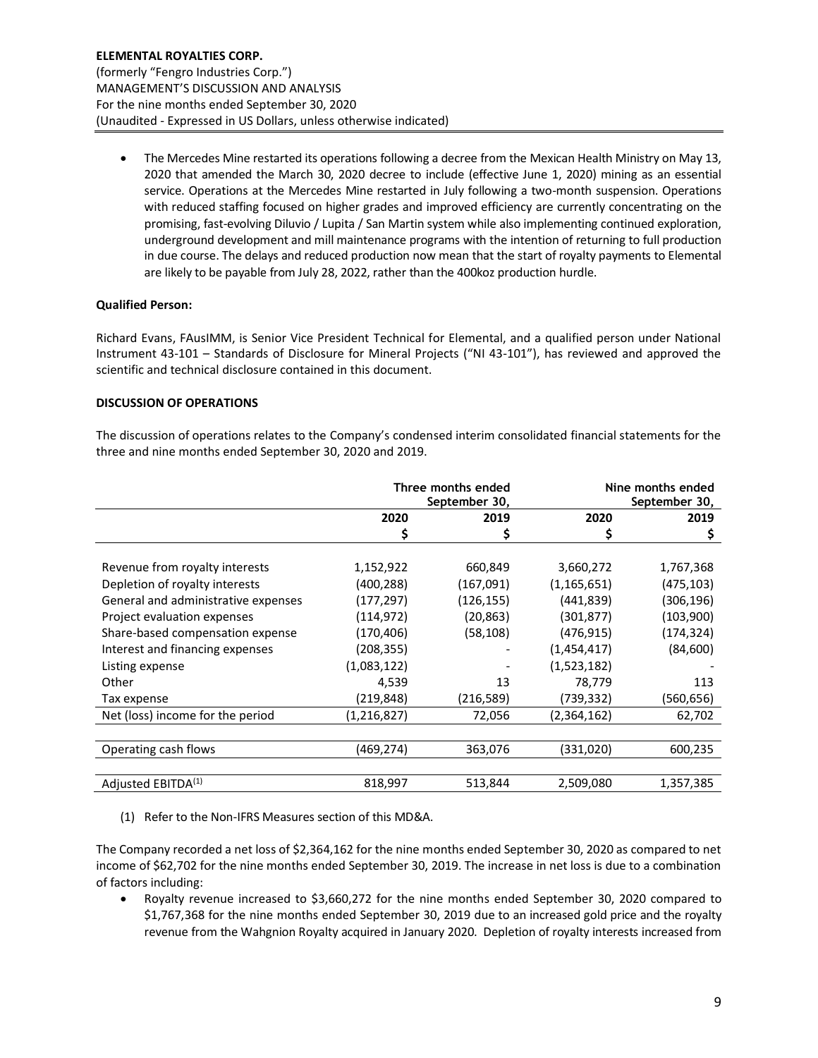- The Mercedes Mine restarted its operations following a decree from the Mexican Health Ministry on May 13, 2020 that amended the March 30, 2020 decree to include (effective June 1, 2020) mining as an essential service. Operations at the Mercedes Mine restarted in July following a two-month suspension. Operations with reduced staffing focused on higher grades and improved efficiency are currently concentrating on the promising, fast-evolving Diluvio / Lupita / San Martin system while also implementing continued exploration, underground development and mill maintenance programs with the intention of returning to full production in due course. The delays and reduced production now mean that the start of royalty payments to Elemental are likely to be payable from July 28, 2022, rather than the 400koz production hurdle.

**Qualified Person:**

Richard Evans, FAusIMM, is Senior Vice President Technical for Elemental, and a qualified person under National Instrument 43-101 – Standards of Disclosure for Mineral Projects ("NI 43-101"), has reviewed and approved the scientific and technical disclosure contained in this document.

**DISCUSSION OF OPERATIONS**

The discussion of operations relates to the Company's condensed interim consolidated financial statements for the three and nine months ended September 30, 2020 and 2019.

| | Three months ended September 30, | | Nine months ended September 30, | |
|---|---|---|---|---|
| | 2020 | 2019 | 2020 | 2019 |
| | $ | $ | $ | $ |
| Revenue from royalty interests | 1,152,922 | 660,849 | 3,660,272 | 1,767,368 |
| Depletion of royalty interests | (400,288) | (167,091) | (1,165,651) | (475,103) |
| General and administrative expenses | (177,297) | (126,155) | (441,839) | (306,196) |
| Project evaluation expenses | (114,972) | (20,863) | (301,877) | (103,900) |
| Share-based compensation expense | (170,406) | (58,108) | (476,915) | (174,324) |
| Interest and financing expenses | (208,355) | - | (1,454,417) | (84,600) |
| Listing expense | (1,083,122) | - | (1,523,182) | - |
| Other | 4,539 | 13 | 78,779 | 113 |
| Tax expense | (219,848) | (216,589) | (739,332) | (560,656) |
| Net (loss) income for the period | (1,216,827) | 72,056 | (2,364,162) | 62,702 |
| Operating cash flows | (469,274) | 363,076 | (331,020) | 600,235 |
| Adjusted EBITDA[(1)] | 818,997 | 513,844 | 2,509,080 | 1,357,385 |

(1) Refer to the Non-IFRS Measures section of this MD&A.

The Company recorded a net loss of $2,364,162 for the nine months ended September 30, 2020 as compared to net income of $62,702 for the nine months ended September 30, 2019. The increase in net loss is due to a combination of factors including:

- Royalty revenue increased to $3,660,272 for the nine months ended September 30, 2020 compared to $1,767,368 for the nine months ended September 30, 2019 due to an increased gold price and the royalty revenue from the Wahgnion Royalty acquired in January 2020. Depletion of royalty interests increased from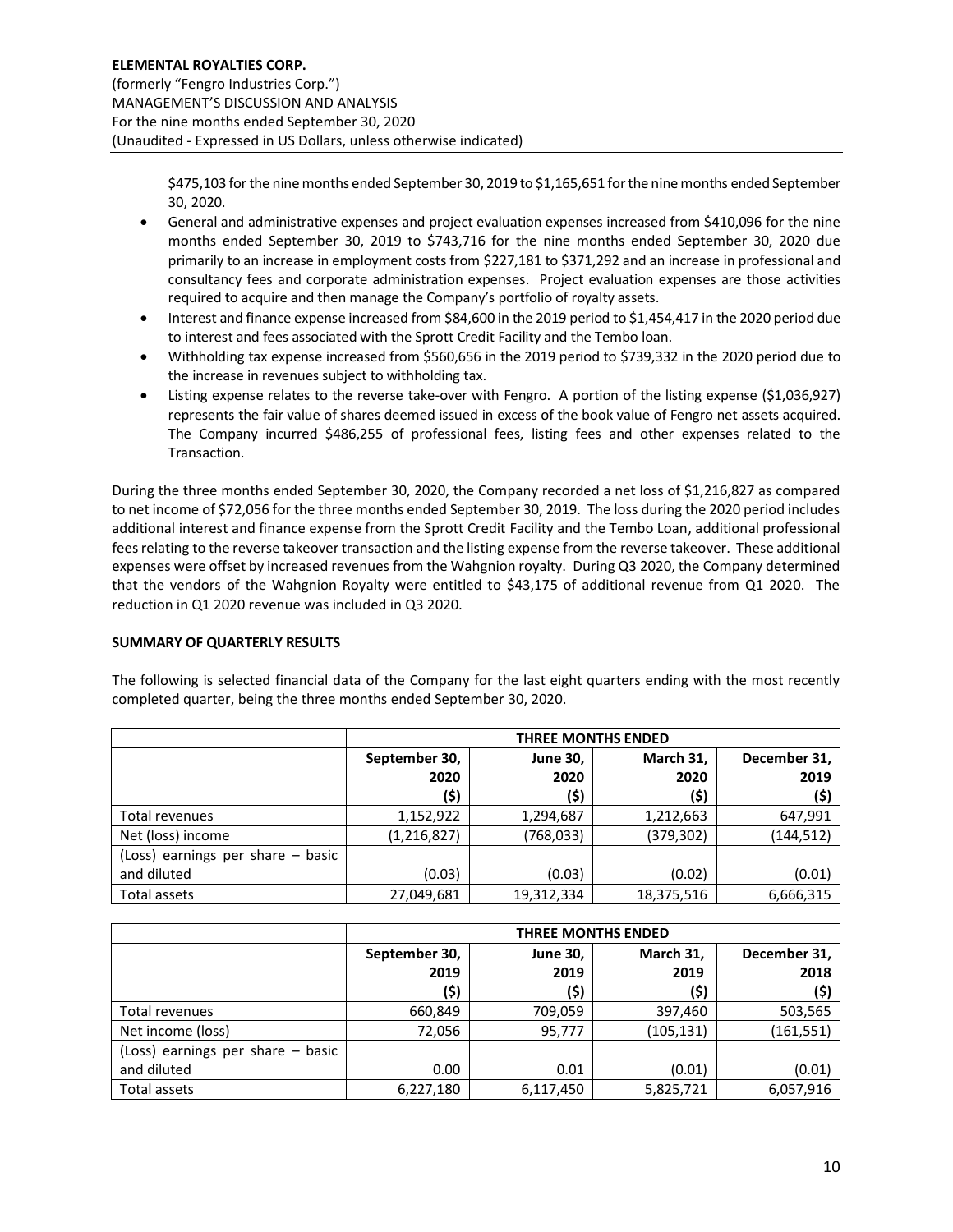$475,103 for the nine months ended September 30, 2019 to $1,165,651 for the nine months ended September 30, 2020.

- General and administrative expenses and project evaluation expenses increased from $410,096 for the nine months ended September 30, 2019 to $743,716 for the nine months ended September 30, 2020 due primarily to an increase in employment costs from $227,181 to $371,292 and an increase in professional and consultancy fees and corporate administration expenses. Project evaluation expenses are those activities required to acquire and then manage the Company's portfolio of royalty assets.
- Interest and finance expense increased from $84,600 in the 2019 period to $1,454,417 in the 2020 period due to interest and fees associated with the Sprott Credit Facility and the Tembo loan.
- Withholding tax expense increased from $560,656 in the 2019 period to $739,332 in the 2020 period due to the increase in revenues subject to withholding tax.
- Listing expense relates to the reverse take-over with Fengro. A portion of the listing expense ($1,036,927) represents the fair value of shares deemed issued in excess of the book value of Fengro net assets acquired. The Company incurred $486,255 of professional fees, listing fees and other expenses related to the Transaction.

During the three months ended September 30, 2020, the Company recorded a net loss of $1,216,827 as compared to net income of $72,056 for the three months ended September 30, 2019. The loss during the 2020 period includes additional interest and finance expense from the Sprott Credit Facility and the Tembo Loan, additional professional fees relating to the reverse takeover transaction and the listing expense from the reverse takeover. These additional expenses were offset by increased revenues from the Wahgnion royalty. During Q3 2020, the Company determined that the vendors of the Wahgnion Royalty were entitled to $43,175 of additional revenue from Q1 2020. The reduction in Q1 2020 revenue was included in Q3 2020.

**SUMMARY OF QUARTERLY RESULTS**

The following is selected financial data of the Company for the last eight quarters ending with the most recently completed quarter, being the three months ended September 30, 2020.

| | THREE MONTHS ENDED | | | |
|---|---|---|---|---|
| | September 30, 2020 ($) | June 30, 2020 ($) | March 31, 2020 ($) | December 31, 2019 ($) |
| Total revenues | 1,152,922 | 1,294,687 | 1,212,663 | 647,991 |
| Net (loss) income | (1,216,827) | (768,033) | (379,302) | (144,512) |
| (Loss) earnings per share – basic and diluted | (0.03) | (0.03) | (0.02) | (0.01) |
| Total assets | 27,049,681 | 19,312,334 | 18,375,516 | 6,666,315 |

| | THREE MONTHS ENDED | | | |
|---|---|---|---|---|
| | September 30, 2019 ($) | June 30, 2019 ($) | March 31, 2019 ($) | December 31, 2018 ($) |
| Total revenues | 660,849 | 709,059 | 397,460 | 503,565 |
| Net income (loss) | 72,056 | 95,777 | (105,131) | (161,551) |
| (Loss) earnings per share – basic and diluted | 0.00 | 0.01 | (0.01) | (0.01) |
| Total assets | 6,227,180 | 6,117,450 | 5,825,721 | 6,057,916 |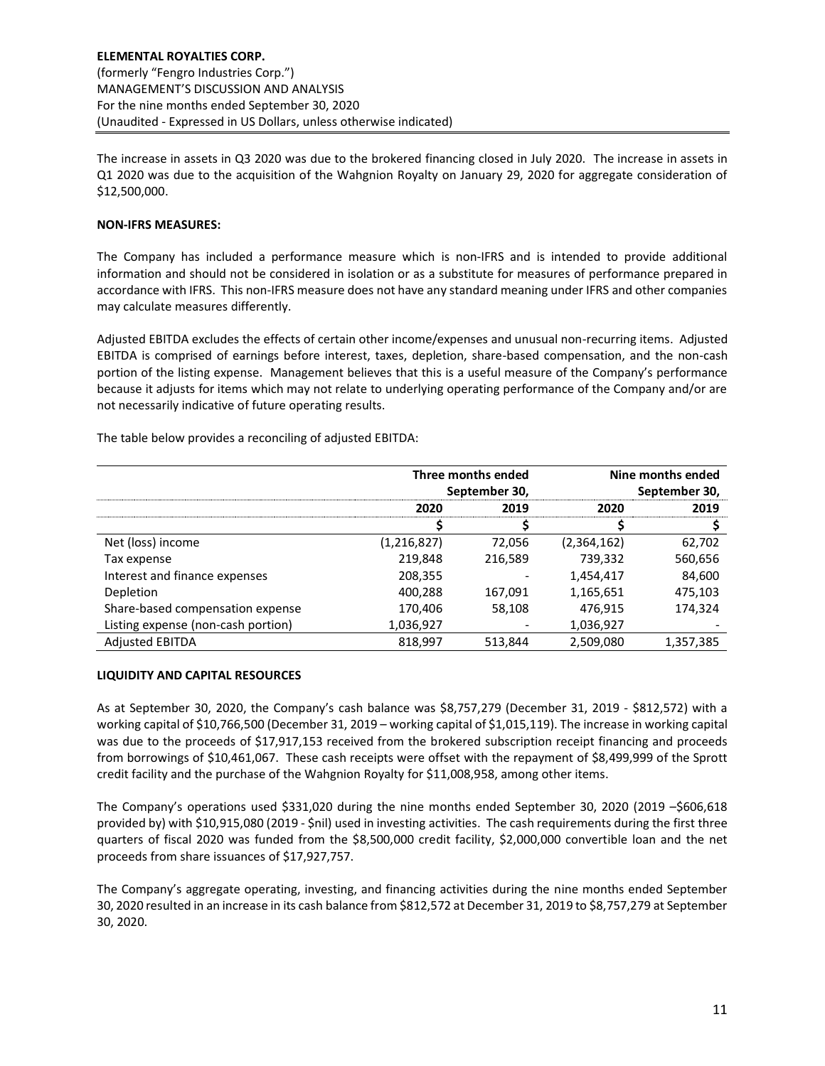The increase in assets in Q3 2020 was due to the brokered financing closed in July 2020. The increase in assets in Q1 2020 was due to the acquisition of the Wahgnion Royalty on January 29, 2020 for aggregate consideration of $12,500,000.

**NON-IFRS MEASURES:**

The Company has included a performance measure which is non-IFRS and is intended to provide additional information and should not be considered in isolation or as a substitute for measures of performance prepared in accordance with IFRS. This non-IFRS measure does not have any standard meaning under IFRS and other companies may calculate measures differently.

Adjusted EBITDA excludes the effects of certain other income/expenses and unusual non-recurring items. Adjusted EBITDA is comprised of earnings before interest, taxes, depletion, share-based compensation, and the non-cash portion of the listing expense. Management believes that this is a useful measure of the Company's performance because it adjusts for items which may not relate to underlying operating performance of the Company and/or are not necessarily indicative of future operating results.

The table below provides a reconciling of adjusted EBITDA:

| | Three months ended September 30, | | Nine months ended September 30, | |
|---|---|---|---|---|
| | 2020 | 2019 | 2020 | 2019 |
| | $ | $ | $ | $ |
| Net (loss) income | (1,216,827) | 72,056 | (2,364,162) | 62,702 |
| Tax expense | 219,848 | 216,589 | 739,332 | 560,656 |
| Interest and finance expenses | 208,355 | - | 1,454,417 | 84,600 |
| Depletion | 400,288 | 167,091 | 1,165,651 | 475,103 |
| Share-based compensation expense | 170,406 | 58,108 | 476,915 | 174,324 |
| Listing expense (non-cash portion) | 1,036,927 | - | 1,036,927 | - |
| Adjusted EBITDA | 818,997 | 513,844 | 2,509,080 | 1,357,385 |

**LIQUIDITY AND CAPITAL RESOURCES**

As at September 30, 2020, the Company's cash balance was $8,757,279 (December 31, 2019 - $812,572) with a working capital of $10,766,500 (December 31, 2019 – working capital of $1,015,119). The increase in working capital was due to the proceeds of $17,917,153 received from the brokered subscription receipt financing and proceeds from borrowings of $10,461,067. These cash receipts were offset with the repayment of $8,499,999 of the Sprott credit facility and the purchase of the Wahgnion Royalty for $11,008,958, among other items.

The Company's operations used $331,020 during the nine months ended September 30, 2020 (2019 –$606,618 provided by) with $10,915,080 (2019 - $nil) used in investing activities. The cash requirements during the first three quarters of fiscal 2020 was funded from the $8,500,000 credit facility, $2,000,000 convertible loan and the net proceeds from share issuances of $17,927,757.

The Company's aggregate operating, investing, and financing activities during the nine months ended September 30, 2020 resulted in an increase in its cash balance from $812,572 at December 31, 2019 to $8,757,279 at September 30, 2020.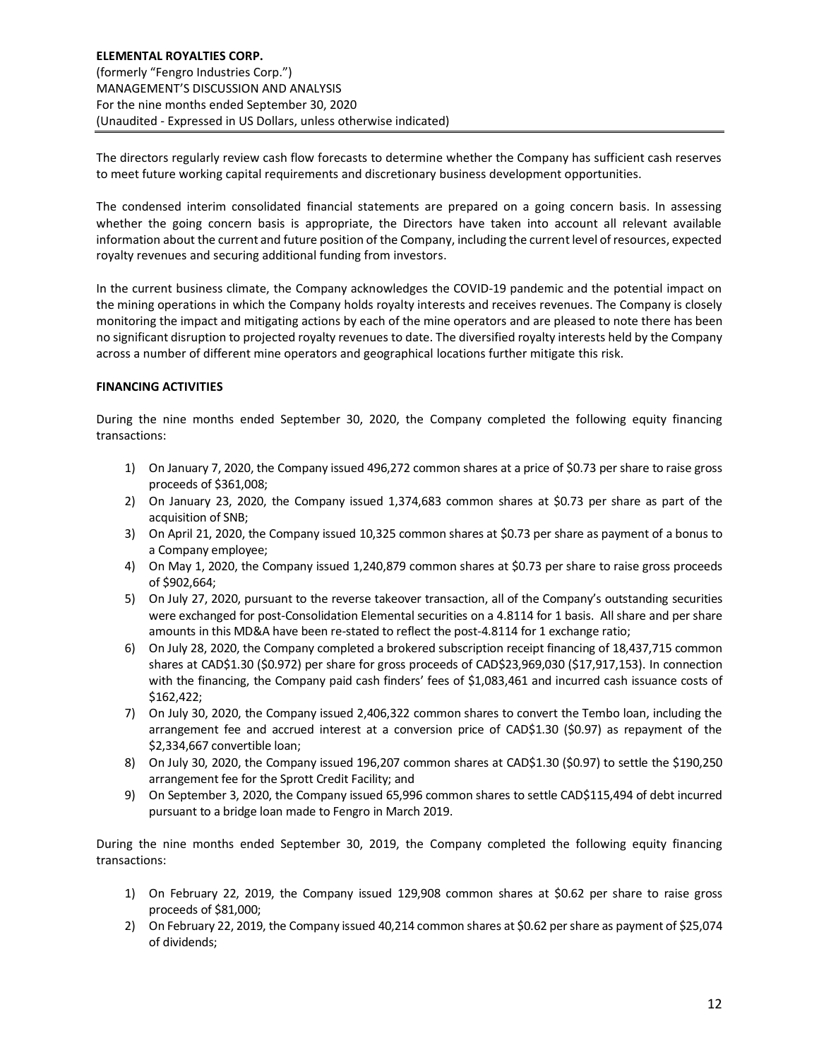The directors regularly review cash flow forecasts to determine whether the Company has sufficient cash reserves to meet future working capital requirements and discretionary business development opportunities.

The condensed interim consolidated financial statements are prepared on a going concern basis. In assessing whether the going concern basis is appropriate, the Directors have taken into account all relevant available information about the current and future position of the Company, including the current level of resources, expected royalty revenues and securing additional funding from investors.

In the current business climate, the Company acknowledges the COVID-19 pandemic and the potential impact on the mining operations in which the Company holds royalty interests and receives revenues. The Company is closely monitoring the impact and mitigating actions by each of the mine operators and are pleased to note there has been no significant disruption to projected royalty revenues to date. The diversified royalty interests held by the Company across a number of different mine operators and geographical locations further mitigate this risk.

**FINANCING ACTIVITIES**

During the nine months ended September 30, 2020, the Company completed the following equity financing transactions:

1) On January 7, 2020, the Company issued 496,272 common shares at a price of $0.73 per share to raise gross proceeds of $361,008;
2) On January 23, 2020, the Company issued 1,374,683 common shares at $0.73 per share as part of the acquisition of SNB;
3) On April 21, 2020, the Company issued 10,325 common shares at $0.73 per share as payment of a bonus to a Company employee;
4) On May 1, 2020, the Company issued 1,240,879 common shares at $0.73 per share to raise gross proceeds of $902,664;
5) On July 27, 2020, pursuant to the reverse takeover transaction, all of the Company's outstanding securities were exchanged for post-Consolidation Elemental securities on a 4.8114 for 1 basis. All share and per share amounts in this MD&A have been re-stated to reflect the post-4.8114 for 1 exchange ratio;
6) On July 28, 2020, the Company completed a brokered subscription receipt financing of 18,437,715 common shares at CAD$1.30 ($0.972) per share for gross proceeds of CAD$23,969,030 ($17,917,153). In connection with the financing, the Company paid cash finders' fees of $1,083,461 and incurred cash issuance costs of $162,422;
7) On July 30, 2020, the Company issued 2,406,322 common shares to convert the Tembo loan, including the arrangement fee and accrued interest at a conversion price of CAD$1.30 ($0.97) as repayment of the $2,334,667 convertible loan;
8) On July 30, 2020, the Company issued 196,207 common shares at CAD$1.30 ($0.97) to settle the $190,250 arrangement fee for the Sprott Credit Facility; and
9) On September 3, 2020, the Company issued 65,996 common shares to settle CAD$115,494 of debt incurred pursuant to a bridge loan made to Fengro in March 2019.

During the nine months ended September 30, 2019, the Company completed the following equity financing transactions:

1) On February 22, 2019, the Company issued 129,908 common shares at $0.62 per share to raise gross proceeds of $81,000;
2) On February 22, 2019, the Company issued 40,214 common shares at $0.62 per share as payment of $25,074 of dividends;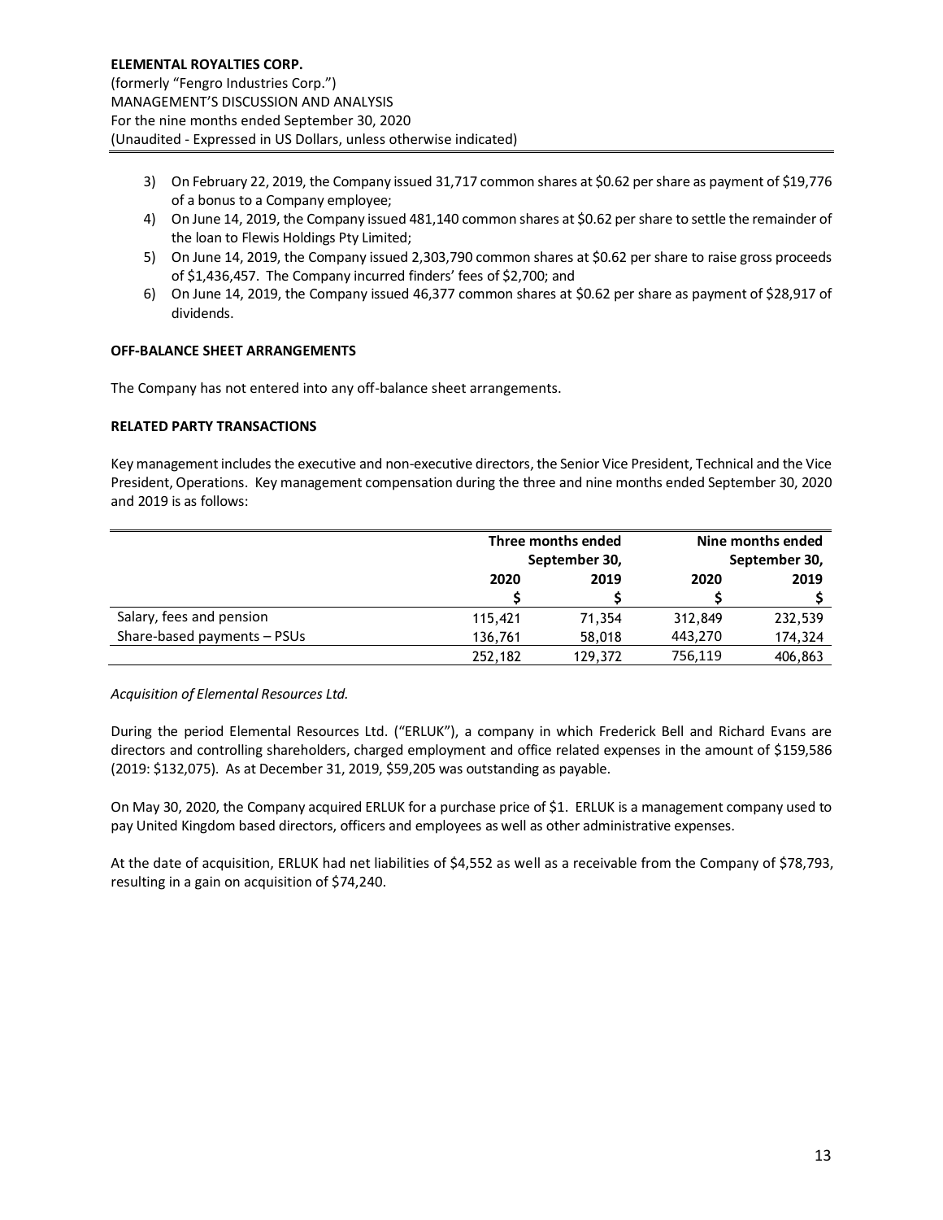3) On February 22, 2019, the Company issued 31,717 common shares at $0.62 per share as payment of $19,776 of a bonus to a Company employee;
4) On June 14, 2019, the Company issued 481,140 common shares at $0.62 per share to settle the remainder of the loan to Flewis Holdings Pty Limited;
5) On June 14, 2019, the Company issued 2,303,790 common shares at $0.62 per share to raise gross proceeds of $1,436,457. The Company incurred finders' fees of $2,700; and
6) On June 14, 2019, the Company issued 46,377 common shares at $0.62 per share as payment of $28,917 of dividends.

## OFF-BALANCE SHEET ARRANGEMENTS

The Company has not entered into any off-balance sheet arrangements.

## RELATED PARTY TRANSACTIONS

Key management includes the executive and non-executive directors, the Senior Vice President, Technical and the Vice President, Operations. Key management compensation during the three and nine months ended September 30, 2020 and 2019 is as follows:

| | Three months ended September 30, | | Nine months ended September 30, | |
|---|---|---|---|---|
| | 2020 | 2019 | 2020 | 2019 |
| | $ | $ | $ | $ |
| Salary, fees and pension | 115,421 | 71,354 | 312,849 | 232,539 |
| Share-based payments – PSUs | 136,761 | 58,018 | 443,270 | 174,324 |
| | 252,182 | 129,372 | 756,119 | 406,863 |

*Acquisition of Elemental Resources Ltd.*

During the period Elemental Resources Ltd. ("ERLUK"), a company in which Frederick Bell and Richard Evans are directors and controlling shareholders, charged employment and office related expenses in the amount of $159,586 (2019: $132,075). As at December 31, 2019, $59,205 was outstanding as payable.

On May 30, 2020, the Company acquired ERLUK for a purchase price of $1. ERLUK is a management company used to pay United Kingdom based directors, officers and employees as well as other administrative expenses.

At the date of acquisition, ERLUK had net liabilities of $4,552 as well as a receivable from the Company of $78,793, resulting in a gain on acquisition of $74,240.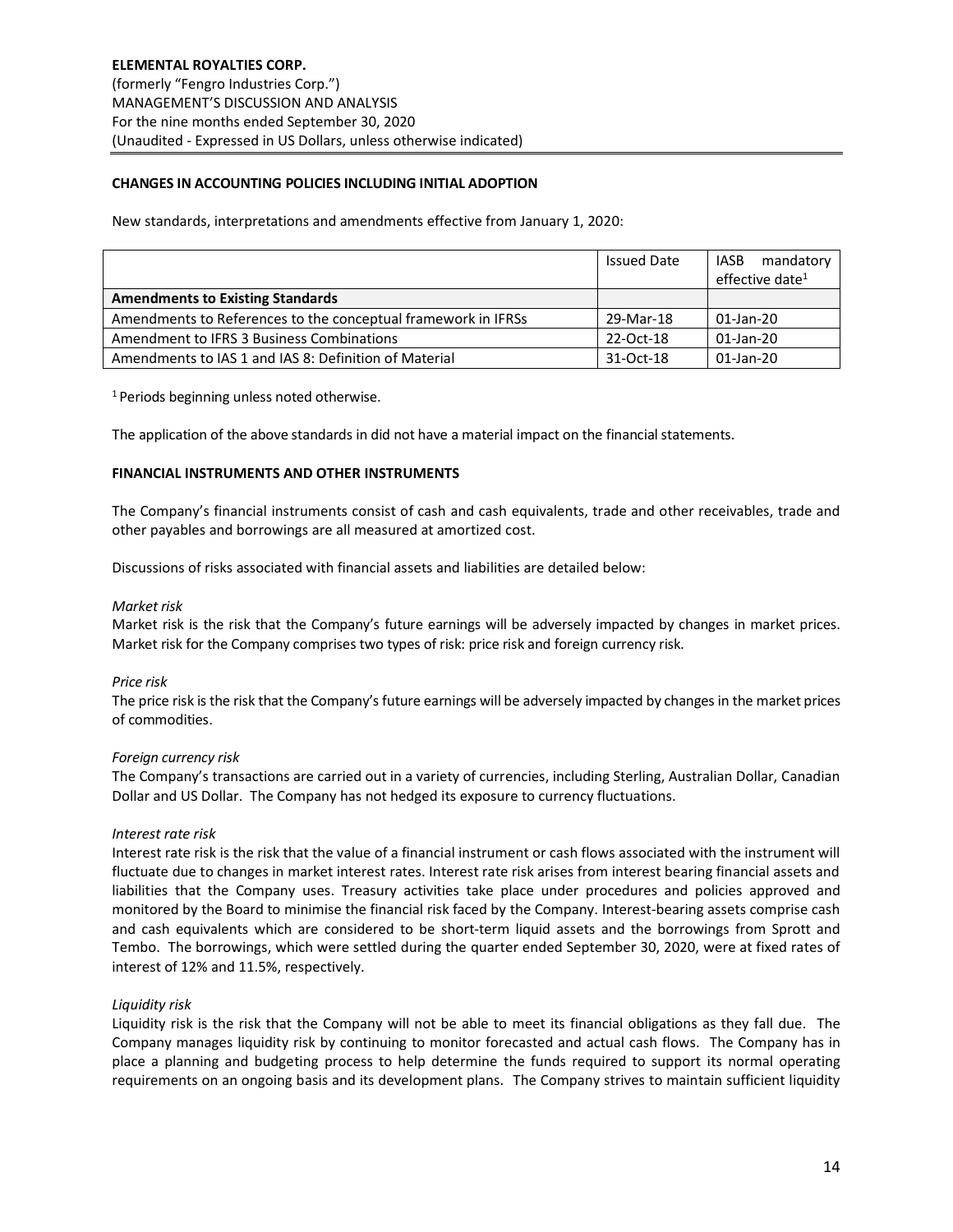## CHANGES IN ACCOUNTING POLICIES INCLUDING INITIAL ADOPTION

New standards, interpretations and amendments effective from January 1, 2020:

| | Issued Date | IASB mandatory effective date[1] |
|---|---|---|
| **Amendments to Existing Standards** | | |
| Amendments to References to the conceptual framework in IFRSs | 29-Mar-18 | 01-Jan-20 |
| Amendment to IFRS 3 Business Combinations | 22-Oct-18 | 01-Jan-20 |
| Amendments to IAS 1 and IAS 8: Definition of Material | 31-Oct-18 | 01-Jan-20 |

[1] Periods beginning unless noted otherwise.

The application of the above standards in did not have a material impact on the financial statements.

## FINANCIAL INSTRUMENTS AND OTHER INSTRUMENTS

The Company's financial instruments consist of cash and cash equivalents, trade and other receivables, trade and other payables and borrowings are all measured at amortized cost.

Discussions of risks associated with financial assets and liabilities are detailed below:

*Market risk*
Market risk is the risk that the Company's future earnings will be adversely impacted by changes in market prices. Market risk for the Company comprises two types of risk: price risk and foreign currency risk.

*Price risk*
The price risk is the risk that the Company's future earnings will be adversely impacted by changes in the market prices of commodities.

*Foreign currency risk*
The Company's transactions are carried out in a variety of currencies, including Sterling, Australian Dollar, Canadian Dollar and US Dollar. The Company has not hedged its exposure to currency fluctuations.

*Interest rate risk*
Interest rate risk is the risk that the value of a financial instrument or cash flows associated with the instrument will fluctuate due to changes in market interest rates. Interest rate risk arises from interest bearing financial assets and liabilities that the Company uses. Treasury activities take place under procedures and policies approved and monitored by the Board to minimise the financial risk faced by the Company. Interest-bearing assets comprise cash and cash equivalents which are considered to be short-term liquid assets and the borrowings from Sprott and Tembo. The borrowings, which were settled during the quarter ended September 30, 2020, were at fixed rates of interest of 12% and 11.5%, respectively.

*Liquidity risk*
Liquidity risk is the risk that the Company will not be able to meet its financial obligations as they fall due. The Company manages liquidity risk by continuing to monitor forecasted and actual cash flows. The Company has in place a planning and budgeting process to help determine the funds required to support its normal operating requirements on an ongoing basis and its development plans. The Company strives to maintain sufficient liquidity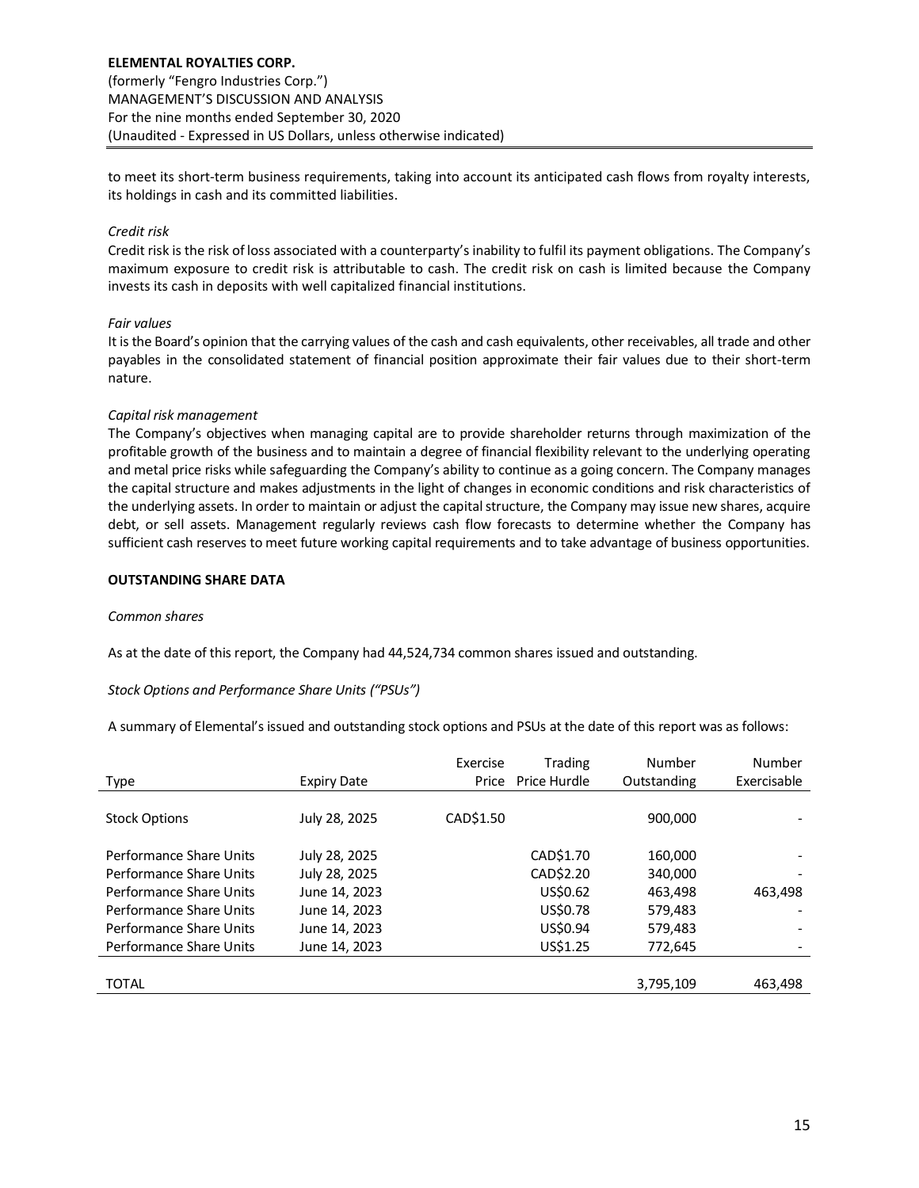to meet its short-term business requirements, taking into account its anticipated cash flows from royalty interests, its holdings in cash and its committed liabilities.

*Credit risk*
Credit risk is the risk of loss associated with a counterparty's inability to fulfil its payment obligations. The Company's maximum exposure to credit risk is attributable to cash. The credit risk on cash is limited because the Company invests its cash in deposits with well capitalized financial institutions.

*Fair values*
It is the Board's opinion that the carrying values of the cash and cash equivalents, other receivables, all trade and other payables in the consolidated statement of financial position approximate their fair values due to their short-term nature.

*Capital risk management*
The Company's objectives when managing capital are to provide shareholder returns through maximization of the profitable growth of the business and to maintain a degree of financial flexibility relevant to the underlying operating and metal price risks while safeguarding the Company's ability to continue as a going concern. The Company manages the capital structure and makes adjustments in the light of changes in economic conditions and risk characteristics of the underlying assets. In order to maintain or adjust the capital structure, the Company may issue new shares, acquire debt, or sell assets. Management regularly reviews cash flow forecasts to determine whether the Company has sufficient cash reserves to meet future working capital requirements and to take advantage of business opportunities.

**OUTSTANDING SHARE DATA**

*Common shares*

As at the date of this report, the Company had 44,524,734 common shares issued and outstanding.

*Stock Options and Performance Share Units ("PSUs")*

A summary of Elemental's issued and outstanding stock options and PSUs at the date of this report was as follows:

| Type | Expiry Date | Exercise Price | Trading Price Hurdle | Number Outstanding | Number Exercisable |
|---|---|---|---|---|---|
| Stock Options | July 28, 2025 | CAD$1.50 | | 900,000 | - |
| Performance Share Units | July 28, 2025 | | CAD$1.70 | 160,000 | - |
| Performance Share Units | July 28, 2025 | | CAD$2.20 | 340,000 | - |
| Performance Share Units | June 14, 2023 | | US$0.62 | 463,498 | 463,498 |
| Performance Share Units | June 14, 2023 | | US$0.78 | 579,483 | - |
| Performance Share Units | June 14, 2023 | | US$0.94 | 579,483 | - |
| Performance Share Units | June 14, 2023 | | US$1.25 | 772,645 | - |
| TOTAL | | | | 3,795,109 | 463,498 |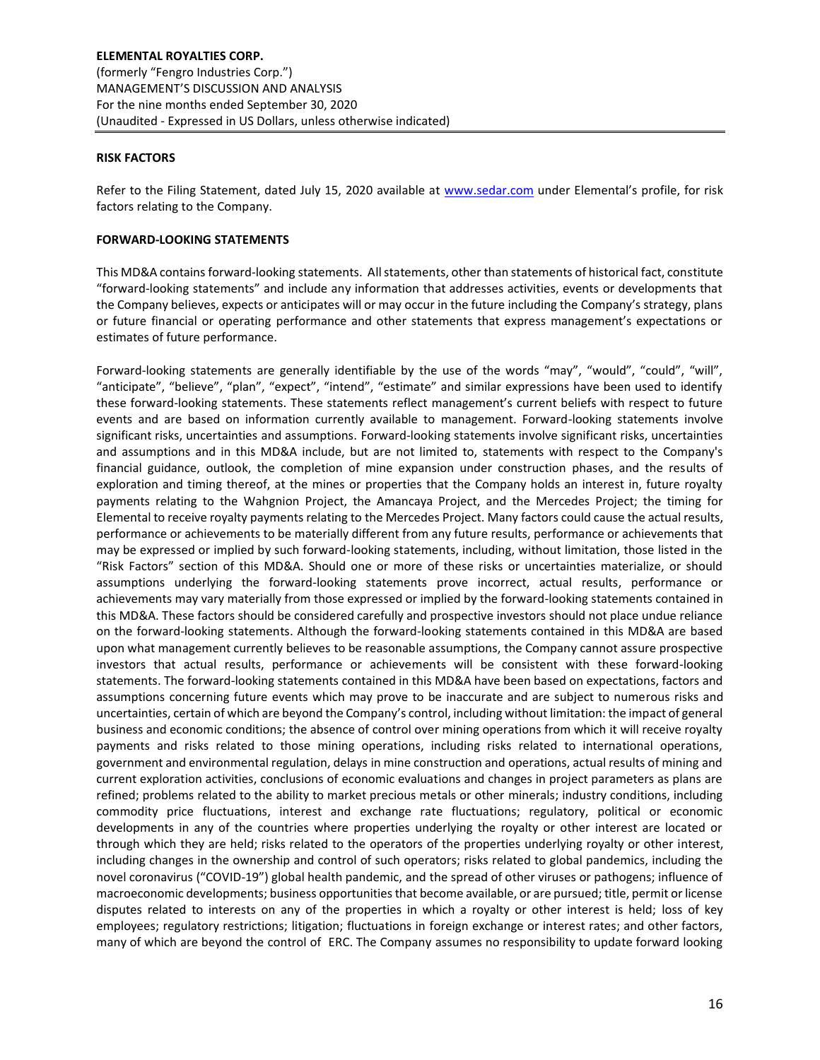## RISK FACTORS

Refer to the Filing Statement, dated July 15, 2020 available at www.sedar.com under Elemental's profile, for risk factors relating to the Company.

## FORWARD-LOOKING STATEMENTS

This MD&A contains forward-looking statements. All statements, other than statements of historical fact, constitute "forward-looking statements" and include any information that addresses activities, events or developments that the Company believes, expects or anticipates will or may occur in the future including the Company's strategy, plans or future financial or operating performance and other statements that express management's expectations or estimates of future performance.

Forward-looking statements are generally identifiable by the use of the words "may", "would", "could", "will", "anticipate", "believe", "plan", "expect", "intend", "estimate" and similar expressions have been used to identify these forward-looking statements. These statements reflect management's current beliefs with respect to future events and are based on information currently available to management. Forward-looking statements involve significant risks, uncertainties and assumptions. Forward-looking statements involve significant risks, uncertainties and assumptions and in this MD&A include, but are not limited to, statements with respect to the Company's financial guidance, outlook, the completion of mine expansion under construction phases, and the results of exploration and timing thereof, at the mines or properties that the Company holds an interest in, future royalty payments relating to the Wahgnion Project, the Amancaya Project, and the Mercedes Project; the timing for Elemental to receive royalty payments relating to the Mercedes Project. Many factors could cause the actual results, performance or achievements to be materially different from any future results, performance or achievements that may be expressed or implied by such forward-looking statements, including, without limitation, those listed in the "Risk Factors" section of this MD&A. Should one or more of these risks or uncertainties materialize, or should assumptions underlying the forward-looking statements prove incorrect, actual results, performance or achievements may vary materially from those expressed or implied by the forward-looking statements contained in this MD&A. These factors should be considered carefully and prospective investors should not place undue reliance on the forward-looking statements. Although the forward-looking statements contained in this MD&A are based upon what management currently believes to be reasonable assumptions, the Company cannot assure prospective investors that actual results, performance or achievements will be consistent with these forward-looking statements. The forward-looking statements contained in this MD&A have been based on expectations, factors and assumptions concerning future events which may prove to be inaccurate and are subject to numerous risks and uncertainties, certain of which are beyond the Company's control, including without limitation: the impact of general business and economic conditions; the absence of control over mining operations from which it will receive royalty payments and risks related to those mining operations, including risks related to international operations, government and environmental regulation, delays in mine construction and operations, actual results of mining and current exploration activities, conclusions of economic evaluations and changes in project parameters as plans are refined; problems related to the ability to market precious metals or other minerals; industry conditions, including commodity price fluctuations, interest and exchange rate fluctuations; regulatory, political or economic developments in any of the countries where properties underlying the royalty or other interest are located or through which they are held; risks related to the operators of the properties underlying royalty or other interest, including changes in the ownership and control of such operators; risks related to global pandemics, including the novel coronavirus ("COVID-19") global health pandemic, and the spread of other viruses or pathogens; influence of macroeconomic developments; business opportunities that become available, or are pursued; title, permit or license disputes related to interests on any of the properties in which a royalty or other interest is held; loss of key employees; regulatory restrictions; litigation; fluctuations in foreign exchange or interest rates; and other factors, many of which are beyond the control of ERC. The Company assumes no responsibility to update forward looking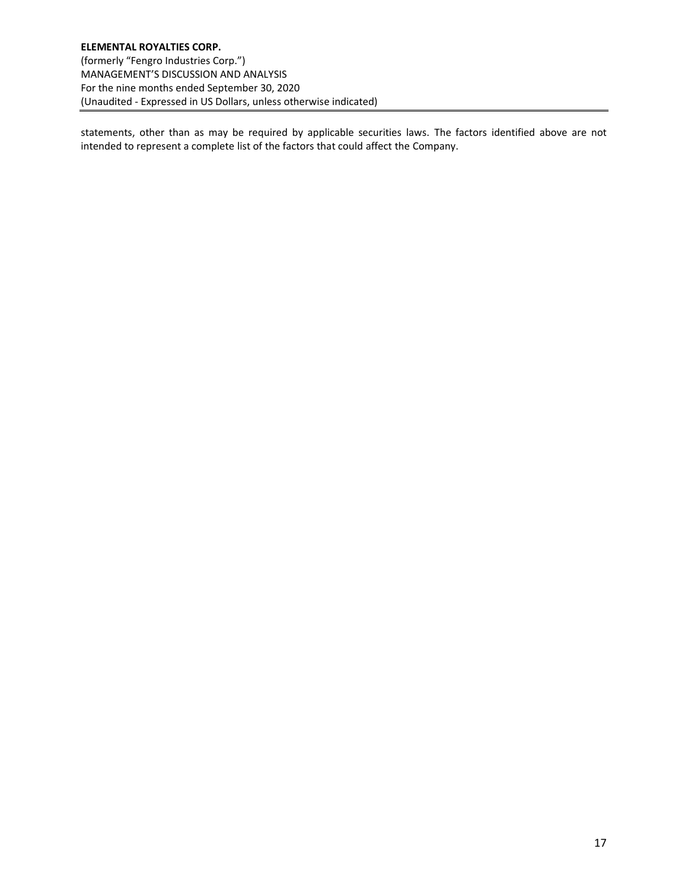statements, other than as may be required by applicable securities laws. The factors identified above are not intended to represent a complete list of the factors that could affect the Company.